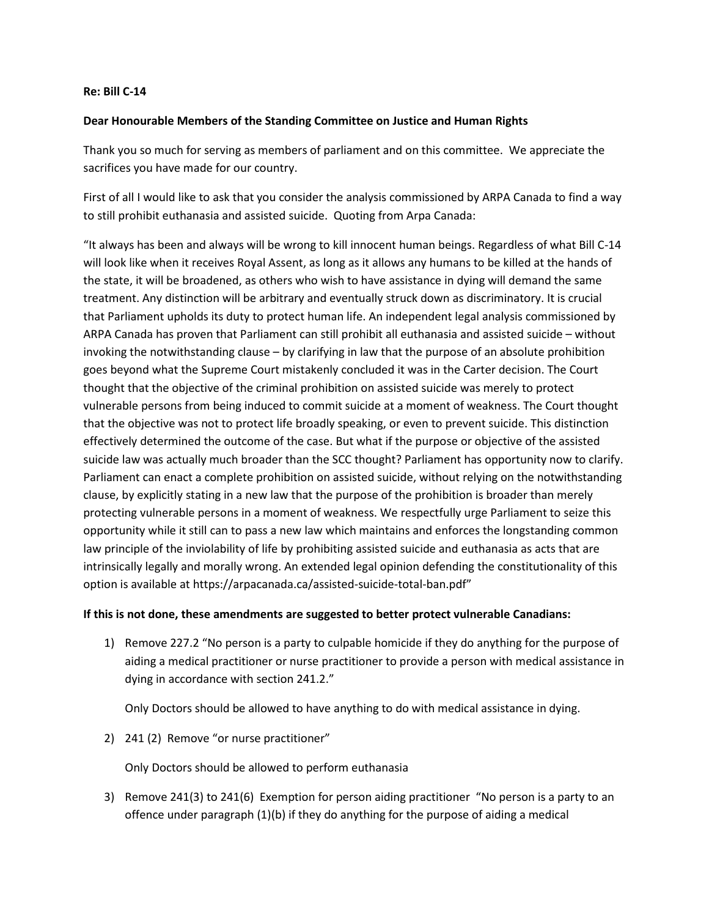**Re: Bill C-14**

**Dear Honourable Members of the Standing Committee on Justice and Human Rights**

Thank you so much for serving as members of parliament and on this committee. We appreciate the sacrifices you have made for our country.

First of all I would like to ask that you consider the analysis commissioned by ARPA Canada to find a way to still prohibit euthanasia and assisted suicide. Quoting from Arpa Canada:

"It always has been and always will be wrong to kill innocent human beings. Regardless of what Bill C-14 will look like when it receives Royal Assent, as long as it allows any humans to be killed at the hands of the state, it will be broadened, as others who wish to have assistance in dying will demand the same treatment. Any distinction will be arbitrary and eventually struck down as discriminatory. It is crucial that Parliament upholds its duty to protect human life. An independent legal analysis commissioned by ARPA Canada has proven that Parliament can still prohibit all euthanasia and assisted suicide – without invoking the notwithstanding clause – by clarifying in law that the purpose of an absolute prohibition goes beyond what the Supreme Court mistakenly concluded it was in the Carter decision. The Court thought that the objective of the criminal prohibition on assisted suicide was merely to protect vulnerable persons from being induced to commit suicide at a moment of weakness. The Court thought that the objective was not to protect life broadly speaking, or even to prevent suicide. This distinction effectively determined the outcome of the case. But what if the purpose or objective of the assisted suicide law was actually much broader than the SCC thought? Parliament has opportunity now to clarify. Parliament can enact a complete prohibition on assisted suicide, without relying on the notwithstanding clause, by explicitly stating in a new law that the purpose of the prohibition is broader than merely protecting vulnerable persons in a moment of weakness. We respectfully urge Parliament to seize this opportunity while it still can to pass a new law which maintains and enforces the longstanding common law principle of the inviolability of life by prohibiting assisted suicide and euthanasia as acts that are intrinsically legally and morally wrong. An extended legal opinion defending the constitutionality of this option is available at https://arpacanada.ca/assisted-suicide-total-ban.pdf"

**If this is not done, these amendments are suggested to better protect vulnerable Canadians:**

1) Remove 227.2 "No person is a party to culpable homicide if they do anything for the purpose of aiding a medical practitioner or nurse practitioner to provide a person with medical assistance in dying in accordance with section 241.2."

   Only Doctors should be allowed to have anything to do with medical assistance in dying.

2) 241 (2) Remove "or nurse practitioner"

   Only Doctors should be allowed to perform euthanasia

3) Remove 241(3) to 241(6) Exemption for person aiding practitioner "No person is a party to an offence under paragraph (1)(b) if they do anything for the purpose of aiding a medical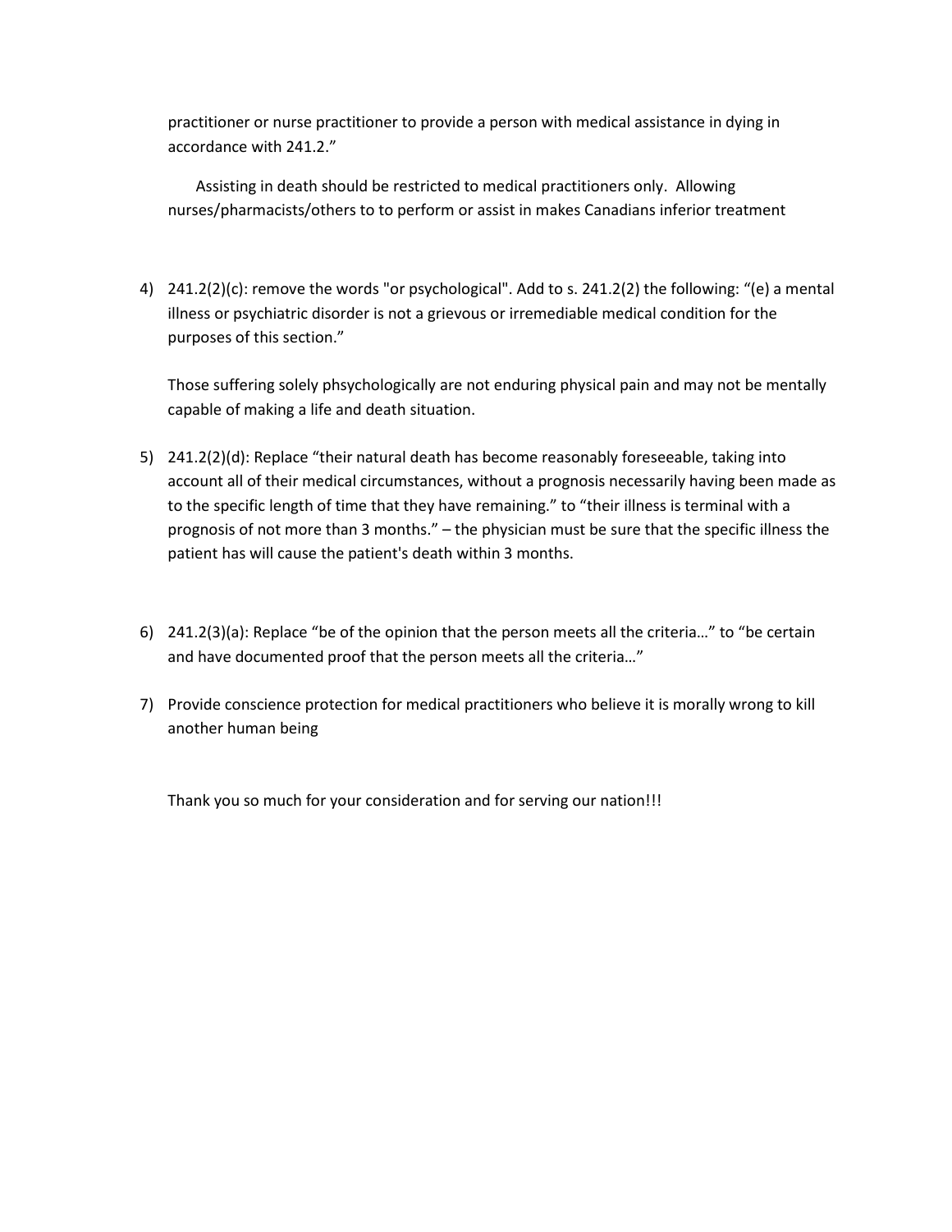practitioner or nurse practitioner to provide a person with medical assistance in dying in accordance with 241.2."

Assisting in death should be restricted to medical practitioners only. Allowing nurses/pharmacists/others to to perform or assist in makes Canadians inferior treatment

4) 241.2(2)(c): remove the words "or psychological". Add to s. 241.2(2) the following: "(e) a mental illness or psychiatric disorder is not a grievous or irremediable medical condition for the purposes of this section."

   Those suffering solely phsychologically are not enduring physical pain and may not be mentally capable of making a life and death situation.

5) 241.2(2)(d): Replace "their natural death has become reasonably foreseeable, taking into account all of their medical circumstances, without a prognosis necessarily having been made as to the specific length of time that they have remaining." to "their illness is terminal with a prognosis of not more than 3 months." – the physician must be sure that the specific illness the patient has will cause the patient's death within 3 months.

6) 241.2(3)(a): Replace "be of the opinion that the person meets all the criteria…" to "be certain and have documented proof that the person meets all the criteria…"

7) Provide conscience protection for medical practitioners who believe it is morally wrong to kill another human being

Thank you so much for your consideration and for serving our nation!!!